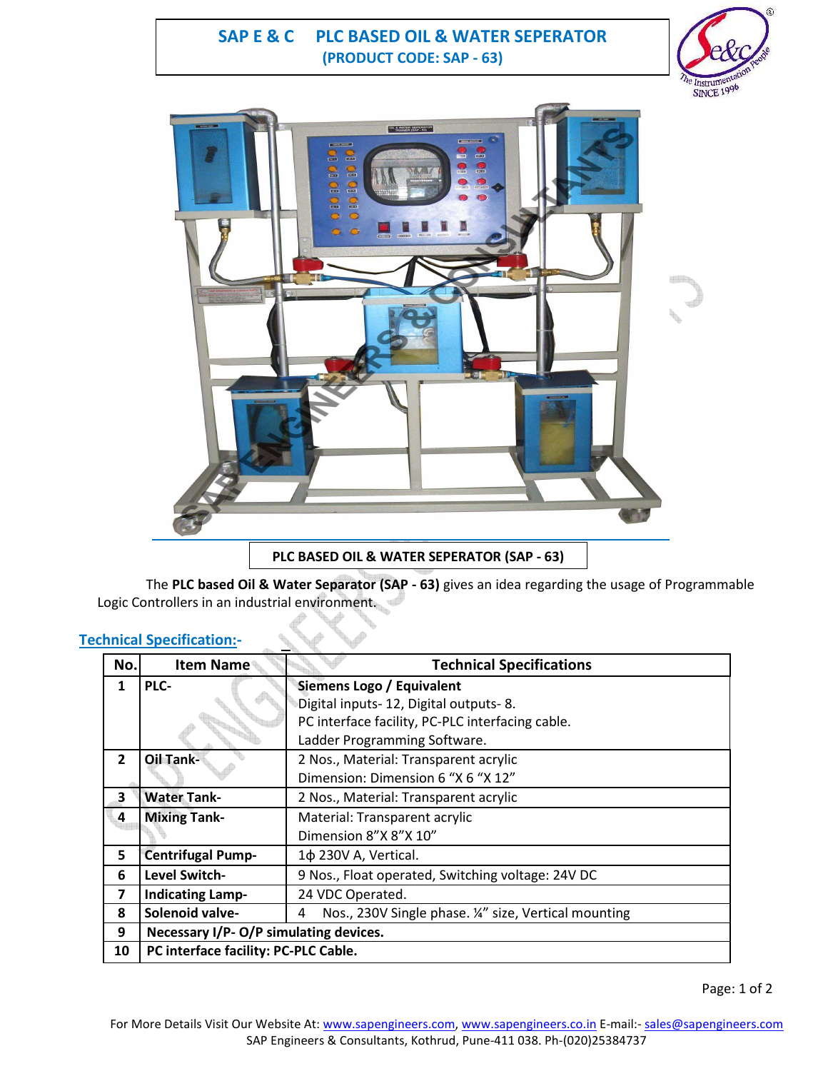# SAP E & C PLC BASED OIL & WATER SEPERATOR

**(PRODUCT CODE: SAP - 63)**

**PLC BASED OIL & WATER SEPERATOR (SAP - 63)**

The **PLC based Oil & Water Separator (SAP - 63)** gives an idea regarding the usage of Programmable Logic Controllers in an industrial environment.

## Technical Specification:-

| No. | Item Name | Technical Specifications |
|---|---|---|
| 1 | PLC- | **Siemens Logo / Equivalent**<br>Digital inputs- 12, Digital outputs- 8.<br>PC interface facility, PC-PLC interfacing cable.<br>Ladder Programming Software. |
| 2 | Oil Tank- | 2 Nos., Material: Transparent acrylic<br>Dimension: Dimension 6 "X 6 "X 12" |
| 3 | Water Tank- | 2 Nos., Material: Transparent acrylic |
| 4 | Mixing Tank- | Material: Transparent acrylic<br>Dimension 8"X 8"X 10" |
| 5 | Centrifugal Pump- | 1ϕ 230V A, Vertical. |
| 6 | Level Switch- | 9 Nos., Float operated, Switching voltage: 24V DC |
| 7 | Indicating Lamp- | 24 VDC Operated. |
| 8 | Solenoid valve- | 4 Nos., 230V Single phase. ¼" size, Vertical mounting |
| 9 | **Necessary I/P- O/P simulating devices.** | |
| 10 | **PC interface facility: PC-PLC Cable.** | |

For More Details Visit Our Website At: www.sapengineers.com, www.sapengineers.co.in E-mail:- sales@sapengineers.com
SAP Engineers & Consultants, Kothrud, Pune-411 038. Ph-(020)25384737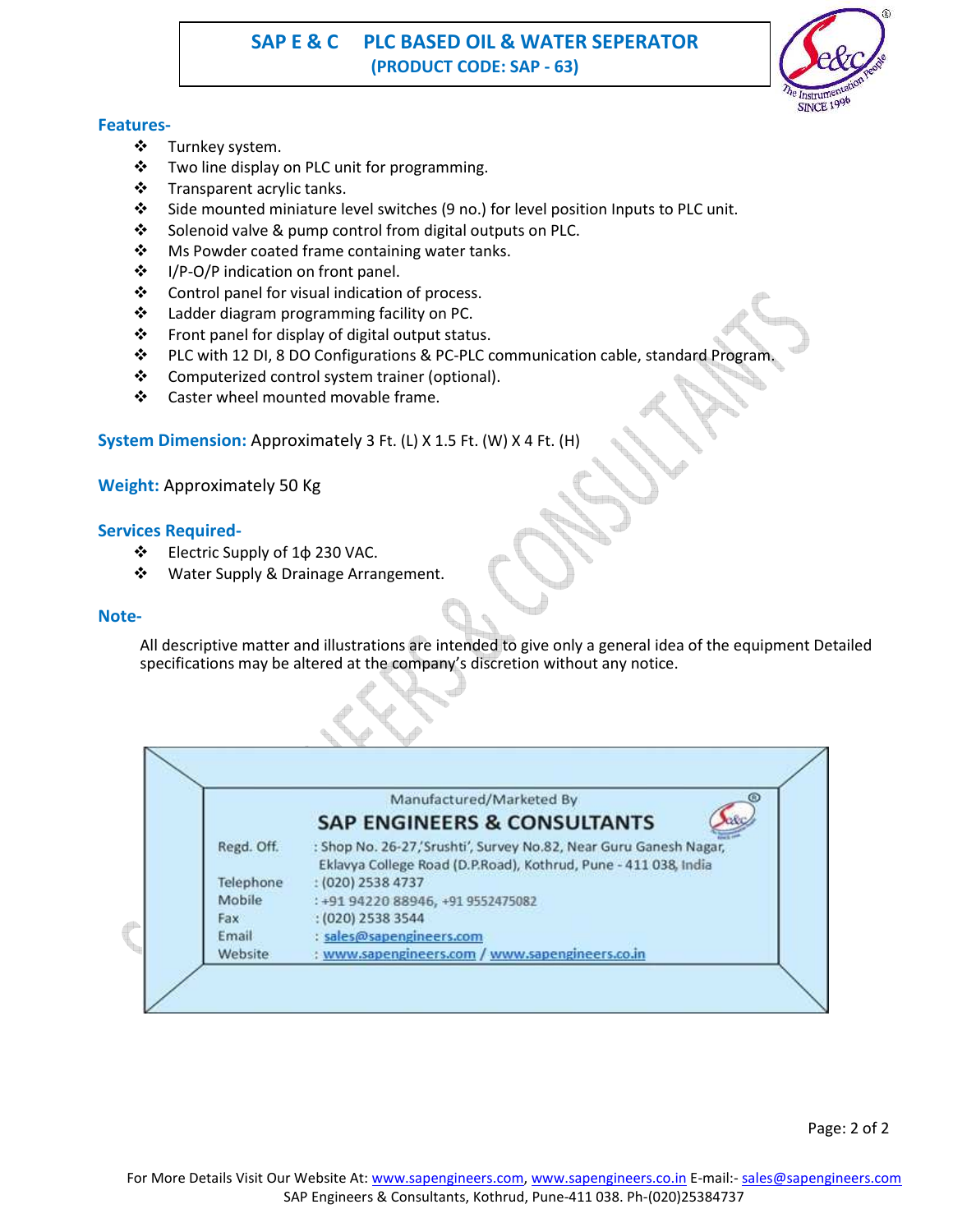# SAP E & C PLC BASED OIL & WATER SEPERATOR

**(PRODUCT CODE: SAP - 63)**

## Features-

- Turnkey system.
- Two line display on PLC unit for programming.
- Transparent acrylic tanks.
- Side mounted miniature level switches (9 no.) for level position Inputs to PLC unit.
- Solenoid valve & pump control from digital outputs on PLC.
- Ms Powder coated frame containing water tanks.
- I/P-O/P indication on front panel.
- Control panel for visual indication of process.
- Ladder diagram programming facility on PC.
- Front panel for display of digital output status.
- PLC with 12 DI, 8 DO Configurations & PC-PLC communication cable, standard Program.
- Computerized control system trainer (optional).
- Caster wheel mounted movable frame.

**System Dimension:** Approximately 3 Ft. (L) X 1.5 Ft. (W) X 4 Ft. (H)

**Weight:** Approximately 50 Kg

## Services Required-

- Electric Supply of 1ϕ 230 VAC.
- Water Supply & Drainage Arrangement.

## Note-

All descriptive matter and illustrations are intended to give only a general idea of the equipment Detailed specifications may be altered at the company's discretion without any notice.

Manufactured/Marketed By

**SAP ENGINEERS & CONSULTANTS**

| | |
|---|---|
| Regd. Off. | : Shop No. 26-27,'Srushti', Survey No.82, Near Guru Ganesh Nagar, Eklavya College Road (D.P.Road), Kothrud, Pune - 411 038, India |
| Telephone | : (020) 2538 4737 |
| Mobile | : +91 94220 88946, +91 9552475082 |
| Fax | : (020) 2538 3544 |
| Email | : sales@sapengineers.com |
| Website | : www.sapengineers.com / www.sapengineers.co.in |

For More Details Visit Our Website At: www.sapengineers.com, www.sapengineers.co.in E-mail:- sales@sapengineers.com
SAP Engineers & Consultants, Kothrud, Pune-411 038. Ph-(020)25384737